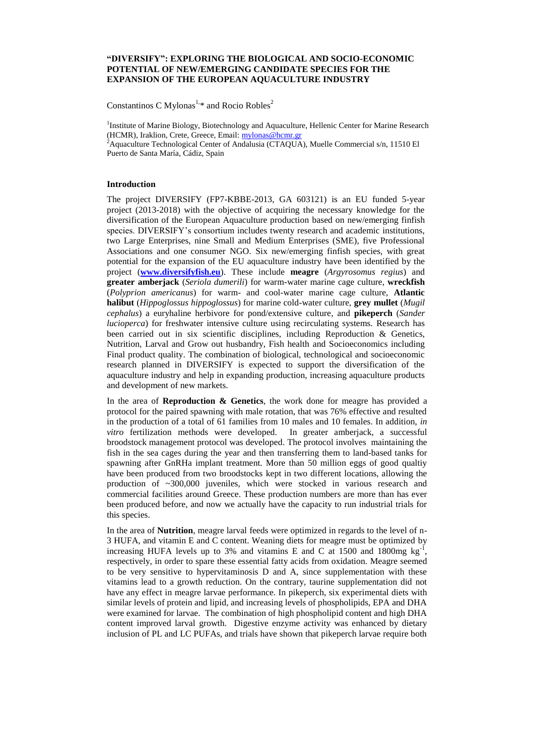# "DIVERSIFY": EXPLORING THE BIOLOGICAL AND SOCIO-ECONOMIC POTENTIAL OF NEW/EMERGING CANDIDATE SPECIES FOR THE EXPANSION OF THE EUROPEAN AQUACULTURE INDUSTRY

Constantinos C Mylonas[1,*] and Rocio Robles[2]

[1]Institute of Marine Biology, Biotechnology and Aquaculture, Hellenic Center for Marine Research (HCMR), Iraklion, Crete, Greece, Email: mylonas@hcmr.gr
[2]Aquaculture Technological Center of Andalusia (CTAQUA), Muelle Commercial s/n, 11510 El Puerto de Santa María, Cádiz, Spain

## Introduction

The project DIVERSIFY (FP7-KBBE-2013, GA 603121) is an EU funded 5-year project (2013-2018) with the objective of acquiring the necessary knowledge for the diversification of the European Aquaculture production based on new/emerging finfish species. DIVERSIFY's consortium includes twenty research and academic institutions, two Large Enterprises, nine Small and Medium Enterprises (SME), five Professional Associations and one consumer NGO. Six new/emerging finfish species, with great potential for the expansion of the EU aquaculture industry have been identified by the project (**www.diversifyfish.eu**). These include **meagre** (*Argyrosomus regius*) and **greater amberjack** (*Seriola dumerili*) for warm-water marine cage culture, **wreckfish** (*Polyprion americanus*) for warm- and cool-water marine cage culture, **Atlantic halibut** (*Hippoglossus hippoglossus*) for marine cold-water culture, **grey mullet** (*Mugil cephalus*) a euryhaline herbivore for pond/extensive culture, and **pikeperch** (*Sander lucioperca*) for freshwater intensive culture using recirculating systems. Research has been carried out in six scientific disciplines, including Reproduction & Genetics, Nutrition, Larval and Grow out husbandry, Fish health and Socioeconomics including Final product quality. The combination of biological, technological and socioeconomic research planned in DIVERSIFY is expected to support the diversification of the aquaculture industry and help in expanding production, increasing aquaculture products and development of new markets.

In the area of **Reproduction & Genetics**, the work done for meagre has provided a protocol for the paired spawning with male rotation, that was 76% effective and resulted in the production of a total of 61 families from 10 males and 10 females. In addition, *in vitro* fertilization methods were developed. In greater amberjack, a successful broodstock management protocol was developed. The protocol involves maintaining the fish in the sea cages during the year and then transferring them to land-based tanks for spawning after GnRHa implant treatment. More than 50 million eggs of good qualtiy have been produced from two broodstocks kept in two different locations, allowing the production of ~300,000 juveniles, which were stocked in various research and commercial facilities around Greece. These production numbers are more than has ever been produced before, and now we actually have the capacity to run industrial trials for this species.

In the area of **Nutrition**, meagre larval feeds were optimized in regards to the level of n-3 HUFA, and vitamin E and C content. Weaning diets for meagre must be optimized by increasing HUFA levels up to 3% and vitamins E and C at 1500 and 1800mg $kg^{-1}$, respectively, in order to spare these essential fatty acids from oxidation. Meagre seemed to be very sensitive to hypervitaminosis D and A, since supplementation with these vitamins lead to a growth reduction. On the contrary, taurine supplementation did not have any effect in meagre larvae performance. In pikeperch, six experimental diets with similar levels of protein and lipid, and increasing levels of phospholipids, EPA and DHA were examined for larvae. The combination of high phospholipid content and high DHA content improved larval growth. Digestive enzyme activity was enhanced by dietary inclusion of PL and LC PUFAs, and trials have shown that pikeperch larvae require both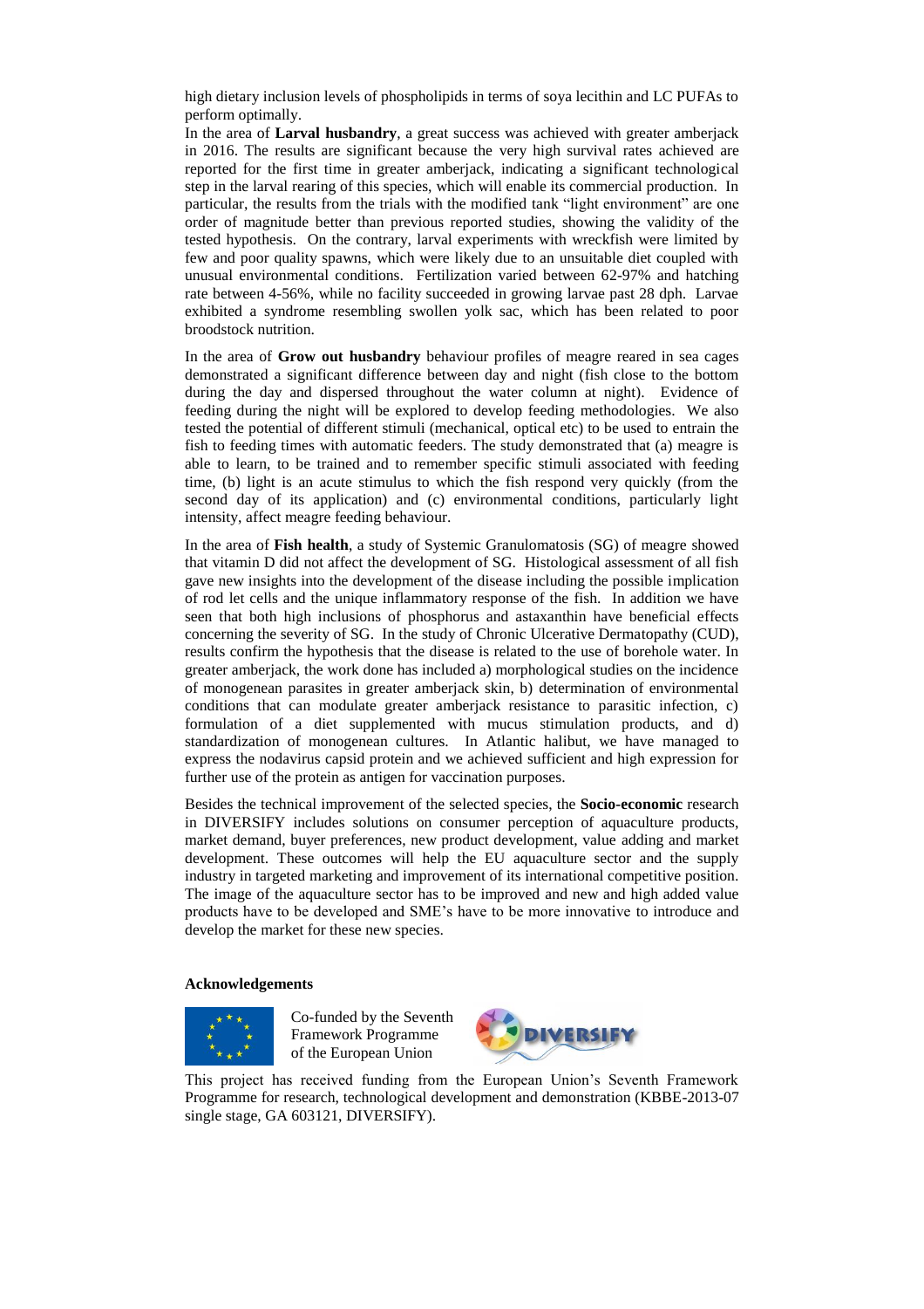high dietary inclusion levels of phospholipids in terms of soya lecithin and LC PUFAs to perform optimally.

In the area of **Larval husbandry**, a great success was achieved with greater amberjack in 2016. The results are significant because the very high survival rates achieved are reported for the first time in greater amberjack, indicating a significant technological step in the larval rearing of this species, which will enable its commercial production. In particular, the results from the trials with the modified tank "light environment" are one order of magnitude better than previous reported studies, showing the validity of the tested hypothesis. On the contrary, larval experiments with wreckfish were limited by few and poor quality spawns, which were likely due to an unsuitable diet coupled with unusual environmental conditions. Fertilization varied between 62-97% and hatching rate between 4-56%, while no facility succeeded in growing larvae past 28 dph. Larvae exhibited a syndrome resembling swollen yolk sac, which has been related to poor broodstock nutrition.

In the area of **Grow out husbandry** behaviour profiles of meagre reared in sea cages demonstrated a significant difference between day and night (fish close to the bottom during the day and dispersed throughout the water column at night). Evidence of feeding during the night will be explored to develop feeding methodologies. We also tested the potential of different stimuli (mechanical, optical etc) to be used to entrain the fish to feeding times with automatic feeders. The study demonstrated that (a) meagre is able to learn, to be trained and to remember specific stimuli associated with feeding time, (b) light is an acute stimulus to which the fish respond very quickly (from the second day of its application) and (c) environmental conditions, particularly light intensity, affect meagre feeding behaviour.

In the area of **Fish health**, a study of Systemic Granulomatosis (SG) of meagre showed that vitamin D did not affect the development of SG. Histological assessment of all fish gave new insights into the development of the disease including the possible implication of rod let cells and the unique inflammatory response of the fish. In addition we have seen that both high inclusions of phosphorus and astaxanthin have beneficial effects concerning the severity of SG. In the study of Chronic Ulcerative Dermatopathy (CUD), results confirm the hypothesis that the disease is related to the use of borehole water. In greater amberjack, the work done has included a) morphological studies on the incidence of monogenean parasites in greater amberjack skin, b) determination of environmental conditions that can modulate greater amberjack resistance to parasitic infection, c) formulation of a diet supplemented with mucus stimulation products, and d) standardization of monogenean cultures. In Atlantic halibut, we have managed to express the nodavirus capsid protein and we achieved sufficient and high expression for further use of the protein as antigen for vaccination purposes.

Besides the technical improvement of the selected species, the **Socio-economic** research in DIVERSIFY includes solutions on consumer perception of aquaculture products, market demand, buyer preferences, new product development, value adding and market development. These outcomes will help the EU aquaculture sector and the supply industry in targeted marketing and improvement of its international competitive position. The image of the aquaculture sector has to be improved and new and high added value products have to be developed and SME's have to be more innovative to introduce and develop the market for these new species.

**Acknowledgements**

Co-funded by the Seventh Framework Programme of the European Union

DIVERSIFY

This project has received funding from the European Union's Seventh Framework Programme for research, technological development and demonstration (KBBE-2013-07 single stage, GA 603121, DIVERSIFY).